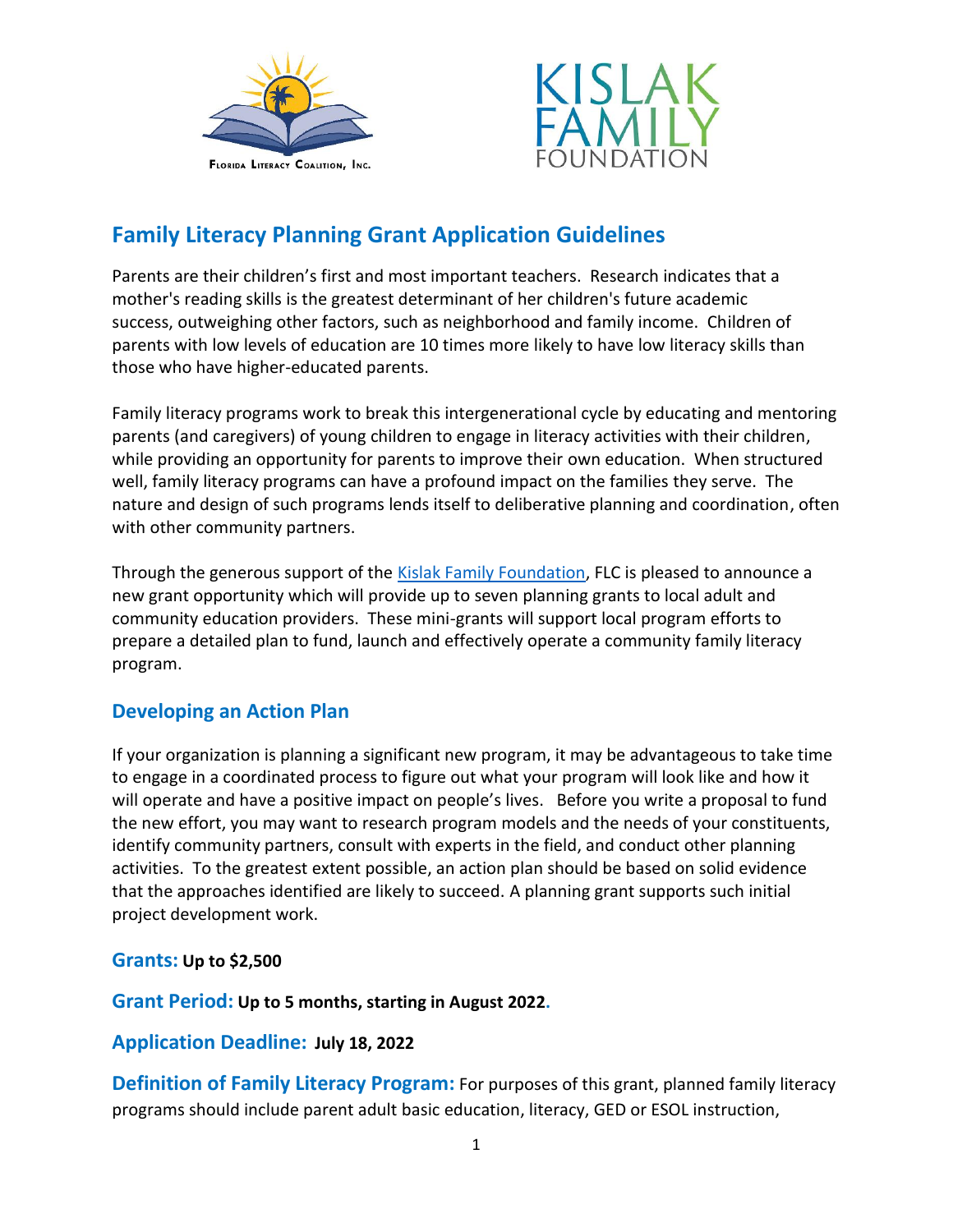# Family Literacy Planning Grant Application Guidelines

Parents are their children's first and most important teachers. Research indicates that a mother's reading skills is the greatest determinant of her children's future academic success, outweighing other factors, such as neighborhood and family income. Children of parents with low levels of education are 10 times more likely to have low literacy skills than those who have higher-educated parents.

Family literacy programs work to break this intergenerational cycle by educating and mentoring parents (and caregivers) of young children to engage in literacy activities with their children, while providing an opportunity for parents to improve their own education. When structured well, family literacy programs can have a profound impact on the families they serve. The nature and design of such programs lends itself to deliberative planning and coordination, often with other community partners.

Through the generous support of the [Kislak Family Foundation](), FLC is pleased to announce a new grant opportunity which will provide up to seven planning grants to local adult and community education providers. These mini-grants will support local program efforts to prepare a detailed plan to fund, launch and effectively operate a community family literacy program.

## Developing an Action Plan

If your organization is planning a significant new program, it may be advantageous to take time to engage in a coordinated process to figure out what your program will look like and how it will operate and have a positive impact on people's lives. Before you write a proposal to fund the new effort, you may want to research program models and the needs of your constituents, identify community partners, consult with experts in the field, and conduct other planning activities. To the greatest extent possible, an action plan should be based on solid evidence that the approaches identified are likely to succeed. A planning grant supports such initial project development work.

**Grants:** **Up to $2,500**

**Grant Period:** **Up to 5 months, starting in August 2022.**

**Application Deadline:** **July 18, 2022**

**Definition of Family Literacy Program:** For purposes of this grant, planned family literacy programs should include parent adult basic education, literacy, GED or ESOL instruction,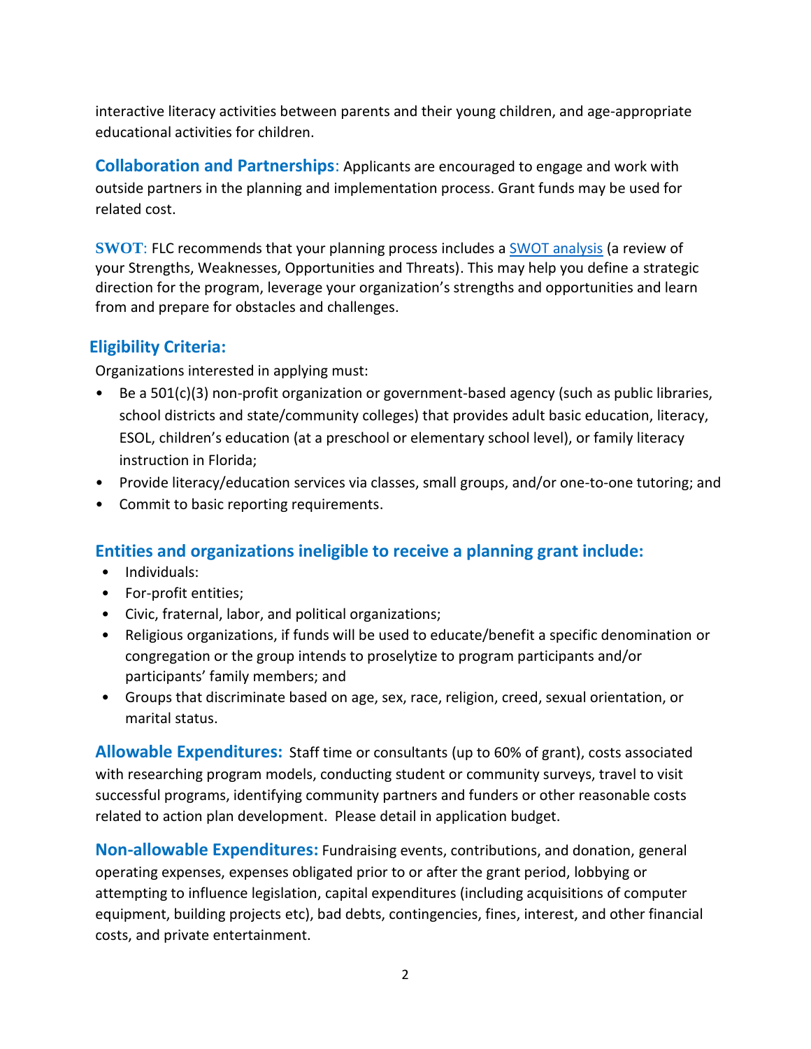interactive literacy activities between parents and their young children, and age-appropriate educational activities for children.

**Collaboration and Partnerships**: Applicants are encouraged to engage and work with outside partners in the planning and implementation process. Grant funds may be used for related cost.

**SWOT**: FLC recommends that your planning process includes a [SWOT analysis](SWOT analysis) (a review of your Strengths, Weaknesses, Opportunities and Threats). This may help you define a strategic direction for the program, leverage your organization's strengths and opportunities and learn from and prepare for obstacles and challenges.

## Eligibility Criteria:

Organizations interested in applying must:

- Be a 501(c)(3) non-profit organization or government-based agency (such as public libraries, school districts and state/community colleges) that provides adult basic education, literacy, ESOL, children's education (at a preschool or elementary school level), or family literacy instruction in Florida;
- Provide literacy/education services via classes, small groups, and/or one-to-one tutoring; and
- Commit to basic reporting requirements.

## Entities and organizations ineligible to receive a planning grant include:

- Individuals:
- For-profit entities;
- Civic, fraternal, labor, and political organizations;
- Religious organizations, if funds will be used to educate/benefit a specific denomination or congregation or the group intends to proselytize to program participants and/or participants' family members; and
- Groups that discriminate based on age, sex, race, religion, creed, sexual orientation, or marital status.

**Allowable Expenditures:** Staff time or consultants (up to 60% of grant), costs associated with researching program models, conducting student or community surveys, travel to visit successful programs, identifying community partners and funders or other reasonable costs related to action plan development. Please detail in application budget.

**Non-allowable Expenditures:** Fundraising events, contributions, and donation, general operating expenses, expenses obligated prior to or after the grant period, lobbying or attempting to influence legislation, capital expenditures (including acquisitions of computer equipment, building projects etc), bad debts, contingencies, fines, interest, and other financial costs, and private entertainment.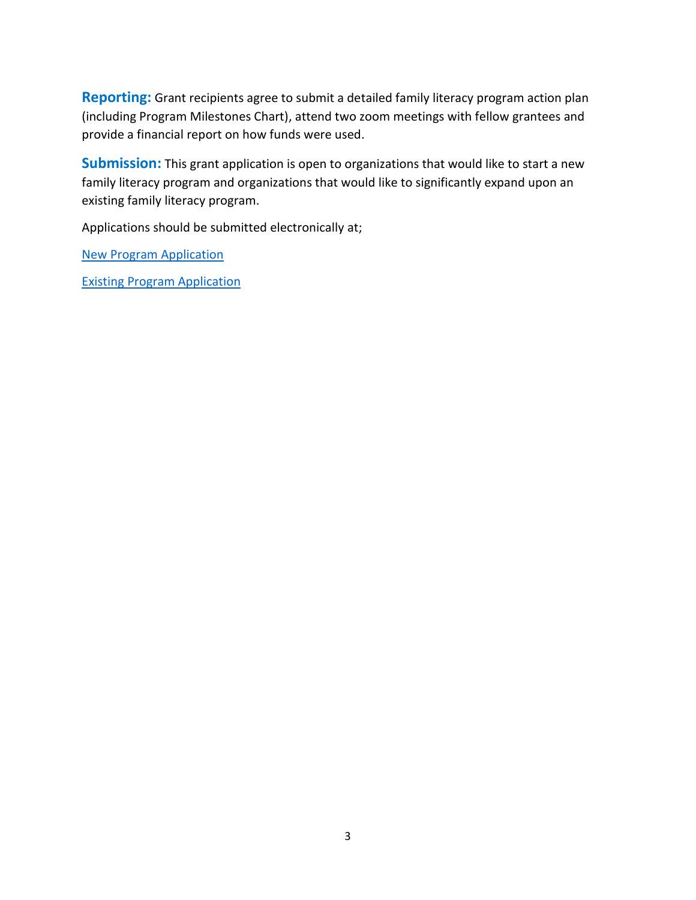**Reporting:** Grant recipients agree to submit a detailed family literacy program action plan (including Program Milestones Chart), attend two zoom meetings with fellow grantees and provide a financial report on how funds were used.

**Submission:** This grant application is open to organizations that would like to start a new family literacy program and organizations that would like to significantly expand upon an existing family literacy program.

Applications should be submitted electronically at;

New Program Application

Existing Program Application